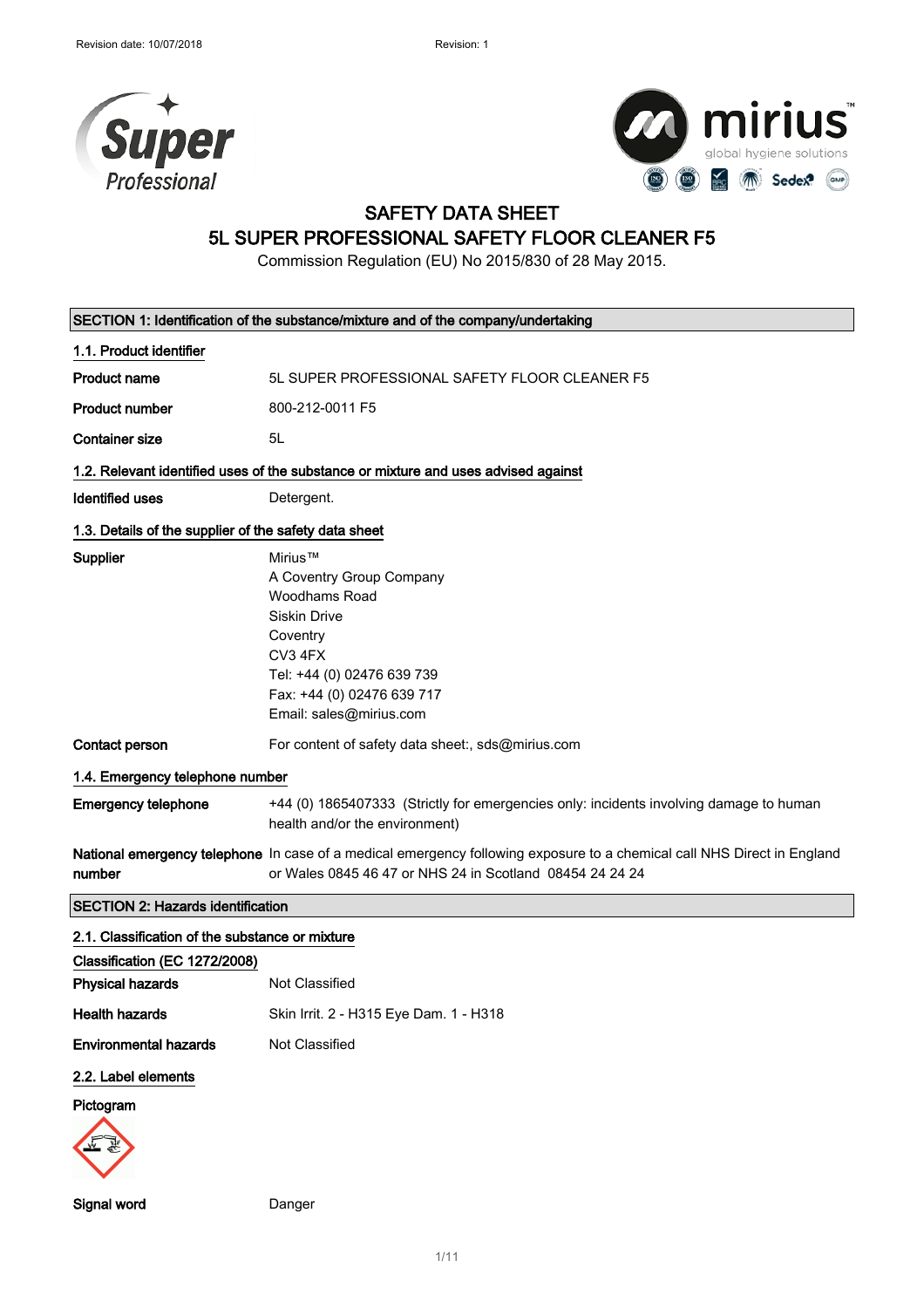Revision date: 10/07/2018 Revision: 1

# SAFETY DATA SHEET
## 5L SUPER PROFESSIONAL SAFETY FLOOR CLEANER F5

Commission Regulation (EU) No 2015/830 of 28 May 2015.

## SECTION 1: Identification of the substance/mixture and of the company/undertaking

### 1.1. Product identifier

| | |
|---|---|
| **Product name** | 5L SUPER PROFESSIONAL SAFETY FLOOR CLEANER F5 |
| **Product number** | 800-212-0011 F5 |
| **Container size** | 5L |

### 1.2. Relevant identified uses of the substance or mixture and uses advised against

| | |
|---|---|
| **Identified uses** | Detergent. |

### 1.3. Details of the supplier of the safety data sheet

**Supplier**

Mirius™
A Coventry Group Company
Woodhams Road
Siskin Drive
Coventry
CV3 4FX
Tel: +44 (0) 02476 639 739
Fax: +44 (0) 02476 639 717
Email: sales@mirius.com

**Contact person** For content of safety data sheet:, sds@mirius.com

### 1.4. Emergency telephone number

**Emergency telephone** +44 (0) 1865407333 (Strictly for emergencies only: incidents involving damage to human health and/or the environment)

**National emergency telephone number** In case of a medical emergency following exposure to a chemical call NHS Direct in England or Wales 0845 46 47 or NHS 24 in Scotland 08454 24 24 24

## SECTION 2: Hazards identification

### 2.1. Classification of the substance or mixture

**Classification (EC 1272/2008)**

| | |
|---|---|
| **Physical hazards** | Not Classified |
| **Health hazards** | Skin Irrit. 2 - H315 Eye Dam. 1 - H318 |
| **Environmental hazards** | Not Classified |

### 2.2. Label elements

**Pictogram**

**Signal word** Danger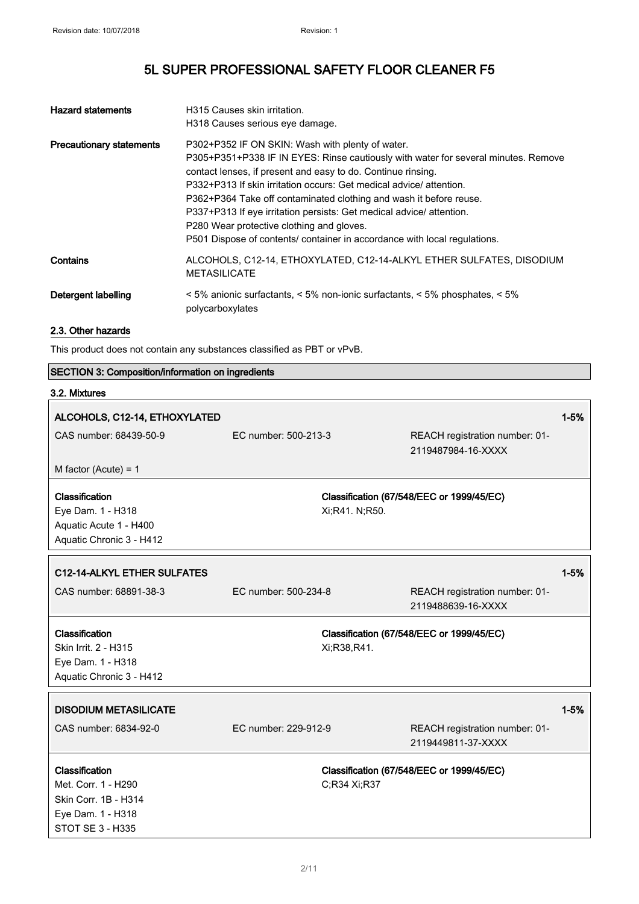| | |
|---|---|
| **Hazard statements** | H315 Causes skin irritation.<br>H318 Causes serious eye damage. |
| **Precautionary statements** | P302+P352 IF ON SKIN: Wash with plenty of water.<br>P305+P351+P338 IF IN EYES: Rinse cautiously with water for several minutes. Remove contact lenses, if present and easy to do. Continue rinsing.<br>P332+P313 If skin irritation occurs: Get medical advice/ attention.<br>P362+P364 Take off contaminated clothing and wash it before reuse.<br>P337+P313 If eye irritation persists: Get medical advice/ attention.<br>P280 Wear protective clothing and gloves.<br>P501 Dispose of contents/ container in accordance with local regulations. |
| **Contains** | ALCOHOLS, C12-14, ETHOXYLATED, C12-14-ALKYL ETHER SULFATES, DISODIUM METASILICATE |
| **Detergent labelling** | < 5% anionic surfactants, < 5% non-ionic surfactants, < 5% phosphates, < 5% polycarboxylates |

### 2.3. Other hazards

This product does not contain any substances classified as PBT or vPvB.

## SECTION 3: Composition/information on ingredients

### 3.2. Mixtures

| **ALCOHOLS, C12-14, ETHOXYLATED** | | **1-5%** |
|---|---|---|
| CAS number: 68439-50-9 | EC number: 500-213-3 | REACH registration number: 01-2119487984-16-XXXX |
| M factor (Acute) = 1 | | |
| **Classification**<br>Eye Dam. 1 - H318<br>Aquatic Acute 1 - H400<br>Aquatic Chronic 3 - H412 | **Classification (67/548/EEC or 1999/45/EC)**<br>Xi;R41. N;R50. | |

| **C12-14-ALKYL ETHER SULFATES** | | **1-5%** |
|---|---|---|
| CAS number: 68891-38-3 | EC number: 500-234-8 | REACH registration number: 01-2119488639-16-XXXX |
| **Classification**<br>Skin Irrit. 2 - H315<br>Eye Dam. 1 - H318<br>Aquatic Chronic 3 - H412 | **Classification (67/548/EEC or 1999/45/EC)**<br>Xi;R38,R41. | |

| **DISODIUM METASILICATE** | | **1-5%** |
|---|---|---|
| CAS number: 6834-92-0 | EC number: 229-912-9 | REACH registration number: 01-2119449811-37-XXXX |
| **Classification**<br>Met. Corr. 1 - H290<br>Skin Corr. 1B - H314<br>Eye Dam. 1 - H318<br>STOT SE 3 - H335 | **Classification (67/548/EEC or 1999/45/EC)**<br>C;R34 Xi;R37 | |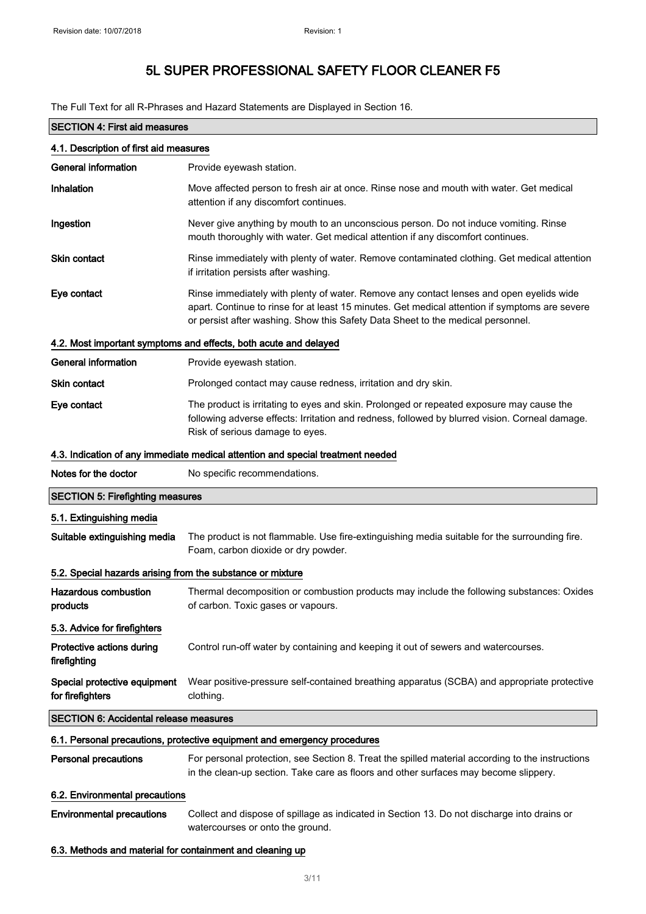# 5L SUPER PROFESSIONAL SAFETY FLOOR CLEANER F5

The Full Text for all R-Phrases and Hazard Statements are Displayed in Section 16.

## SECTION 4: First aid measures

### 4.1. Description of first aid measures

| | |
|---|---|
| **General information** | Provide eyewash station. |
| **Inhalation** | Move affected person to fresh air at once. Rinse nose and mouth with water. Get medical attention if any discomfort continues. |
| **Ingestion** | Never give anything by mouth to an unconscious person. Do not induce vomiting. Rinse mouth thoroughly with water. Get medical attention if any discomfort continues. |
| **Skin contact** | Rinse immediately with plenty of water. Remove contaminated clothing. Get medical attention if irritation persists after washing. |
| **Eye contact** | Rinse immediately with plenty of water. Remove any contact lenses and open eyelids wide apart. Continue to rinse for at least 15 minutes. Get medical attention if symptoms are severe or persist after washing. Show this Safety Data Sheet to the medical personnel. |

### 4.2. Most important symptoms and effects, both acute and delayed

| | |
|---|---|
| **General information** | Provide eyewash station. |
| **Skin contact** | Prolonged contact may cause redness, irritation and dry skin. |
| **Eye contact** | The product is irritating to eyes and skin. Prolonged or repeated exposure may cause the following adverse effects: Irritation and redness, followed by blurred vision. Corneal damage. Risk of serious damage to eyes. |

### 4.3. Indication of any immediate medical attention and special treatment needed

| | |
|---|---|
| **Notes for the doctor** | No specific recommendations. |

## SECTION 5: Firefighting measures

### 5.1. Extinguishing media

| | |
|---|---|
| **Suitable extinguishing media** | The product is not flammable. Use fire-extinguishing media suitable for the surrounding fire. Foam, carbon dioxide or dry powder. |

### 5.2. Special hazards arising from the substance or mixture

| | |
|---|---|
| **Hazardous combustion products** | Thermal decomposition or combustion products may include the following substances: Oxides of carbon. Toxic gases or vapours. |

### 5.3. Advice for firefighters

| | |
|---|---|
| **Protective actions during firefighting** | Control run-off water by containing and keeping it out of sewers and watercourses. |
| **Special protective equipment for firefighters** | Wear positive-pressure self-contained breathing apparatus (SCBA) and appropriate protective clothing. |

## SECTION 6: Accidental release measures

### 6.1. Personal precautions, protective equipment and emergency procedures

| | |
|---|---|
| **Personal precautions** | For personal protection, see Section 8. Treat the spilled material according to the instructions in the clean-up section. Take care as floors and other surfaces may become slippery. |

### 6.2. Environmental precautions

| | |
|---|---|
| **Environmental precautions** | Collect and dispose of spillage as indicated in Section 13. Do not discharge into drains or watercourses or onto the ground. |

### 6.3. Methods and material for containment and cleaning up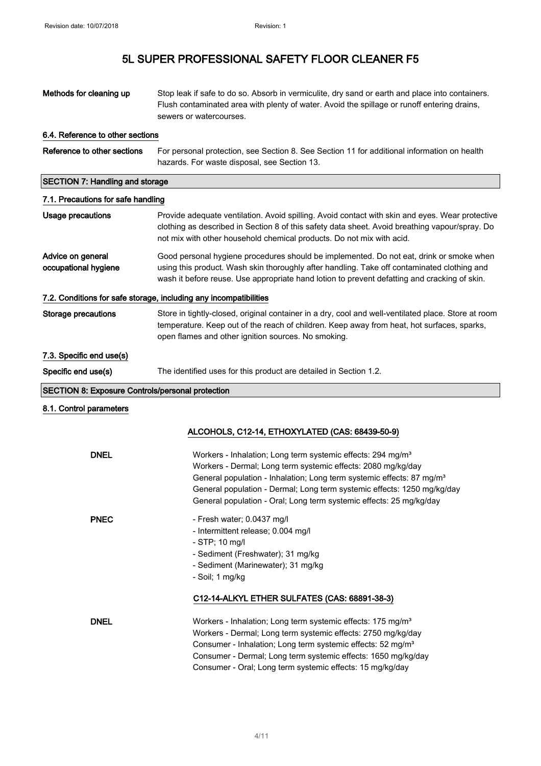| | |
|---|---|
| **Methods for cleaning up** | Stop leak if safe to do so. Absorb in vermiculite, dry sand or earth and place into containers. Flush contaminated area with plenty of water. Avoid the spillage or runoff entering drains, sewers or watercourses. |

### 6.4. Reference to other sections

| | |
|---|---|
| **Reference to other sections** | For personal protection, see Section 8. See Section 11 for additional information on health hazards. For waste disposal, see Section 13. |

## SECTION 7: Handling and storage

### 7.1. Precautions for safe handling

| | |
|---|---|
| **Usage precautions** | Provide adequate ventilation. Avoid spilling. Avoid contact with skin and eyes. Wear protective clothing as described in Section 8 of this safety data sheet. Avoid breathing vapour/spray. Do not mix with other household chemical products. Do not mix with acid. |
| **Advice on general occupational hygiene** | Good personal hygiene procedures should be implemented. Do not eat, drink or smoke when using this product. Wash skin thoroughly after handling. Take off contaminated clothing and wash it before reuse. Use appropriate hand lotion to prevent defatting and cracking of skin. |

### 7.2. Conditions for safe storage, including any incompatibilities

| | |
|---|---|
| **Storage precautions** | Store in tightly-closed, original container in a dry, cool and well-ventilated place. Store at room temperature. Keep out of the reach of children. Keep away from heat, hot surfaces, sparks, open flames and other ignition sources. No smoking. |

### 7.3. Specific end use(s)

| | |
|---|---|
| **Specific end use(s)** | The identified uses for this product are detailed in Section 1.2. |

## SECTION 8: Exposure Controls/personal protection

### 8.1. Control parameters

**ALCOHOLS, C12-14, ETHOXYLATED (CAS: 68439-50-9)**

**DNEL**

Workers - Inhalation; Long term systemic effects: 294 mg/m³
Workers - Dermal; Long term systemic effects: 2080 mg/kg/day
General population - Inhalation; Long term systemic effects: 87 mg/m³
General population - Dermal; Long term systemic effects: 1250 mg/kg/day
General population - Oral; Long term systemic effects: 25 mg/kg/day

**PNEC**

- Fresh water; 0.0437 mg/l
- Intermittent release; 0.004 mg/l
- STP; 10 mg/l
- Sediment (Freshwater); 31 mg/kg
- Sediment (Marinewater); 31 mg/kg
- Soil; 1 mg/kg

**C12-14-ALKYL ETHER SULFATES (CAS: 68891-38-3)**

**DNEL**

Workers - Inhalation; Long term systemic effects: 175 mg/m³
Workers - Dermal; Long term systemic effects: 2750 mg/kg/day
Consumer - Inhalation; Long term systemic effects: 52 mg/m³
Consumer - Dermal; Long term systemic effects: 1650 mg/kg/day
Consumer - Oral; Long term systemic effects: 15 mg/kg/day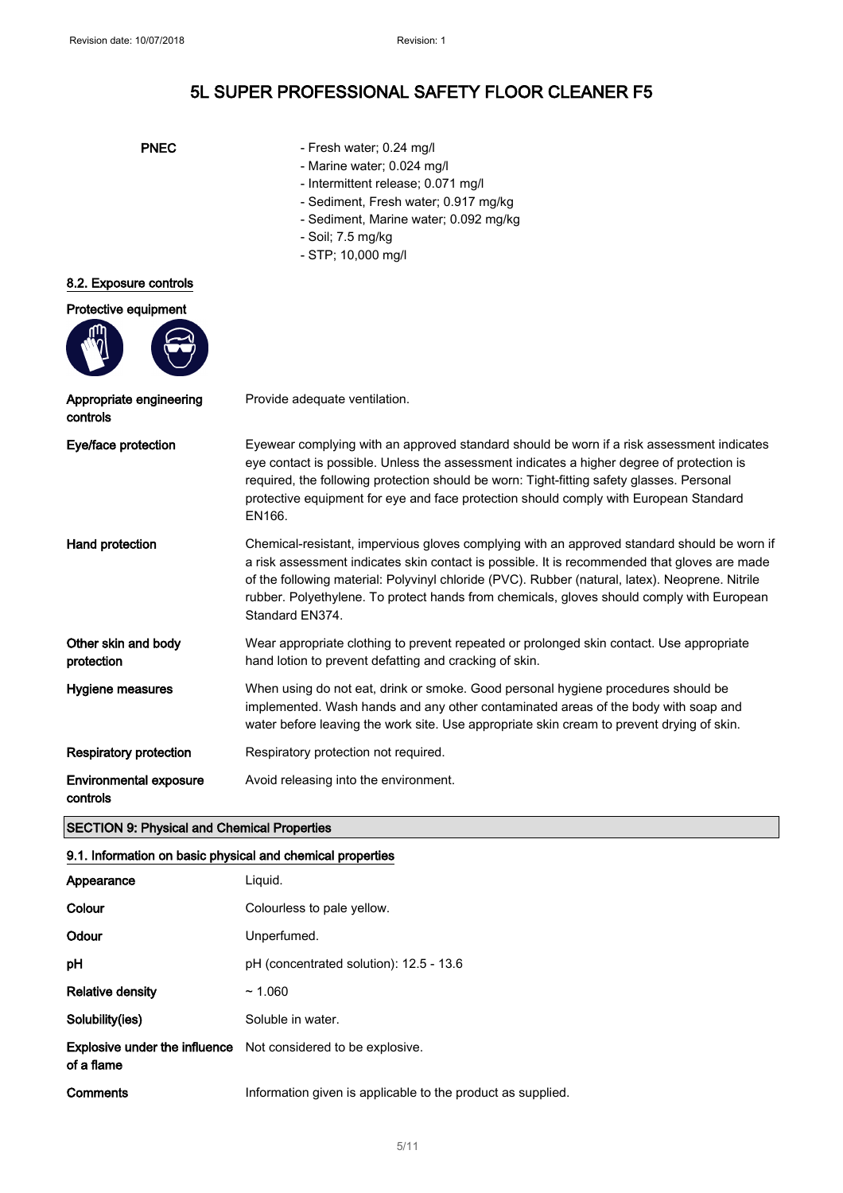# 5L SUPER PROFESSIONAL SAFETY FLOOR CLEANER F5

| | |
|---|---|
| **PNEC** | - Fresh water; 0.24 mg/l<br>- Marine water; 0.024 mg/l<br>- Intermittent release; 0.071 mg/l<br>- Sediment, Fresh water; 0.917 mg/kg<br>- Sediment, Marine water; 0.092 mg/kg<br>- Soil; 7.5 mg/kg<br>- STP; 10,000 mg/l |

### 8.2. Exposure controls

**Protective equipment**

| | |
|---|---|
| **Appropriate engineering controls** | Provide adequate ventilation. |
| **Eye/face protection** | Eyewear complying with an approved standard should be worn if a risk assessment indicates eye contact is possible. Unless the assessment indicates a higher degree of protection is required, the following protection should be worn: Tight-fitting safety glasses. Personal protective equipment for eye and face protection should comply with European Standard EN166. |
| **Hand protection** | Chemical-resistant, impervious gloves complying with an approved standard should be worn if a risk assessment indicates skin contact is possible. It is recommended that gloves are made of the following material: Polyvinyl chloride (PVC). Rubber (natural, latex). Neoprene. Nitrile rubber. Polyethylene. To protect hands from chemicals, gloves should comply with European Standard EN374. |
| **Other skin and body protection** | Wear appropriate clothing to prevent repeated or prolonged skin contact. Use appropriate hand lotion to prevent defatting and cracking of skin. |
| **Hygiene measures** | When using do not eat, drink or smoke. Good personal hygiene procedures should be implemented. Wash hands and any other contaminated areas of the body with soap and water before leaving the work site. Use appropriate skin cream to prevent drying of skin. |
| **Respiratory protection** | Respiratory protection not required. |
| **Environmental exposure controls** | Avoid releasing into the environment. |

## SECTION 9: Physical and Chemical Properties

### 9.1. Information on basic physical and chemical properties

| | |
|---|---|
| **Appearance** | Liquid. |
| **Colour** | Colourless to pale yellow. |
| **Odour** | Unperfumed. |
| **pH** | pH (concentrated solution): 12.5 - 13.6 |
| **Relative density** | ~ 1.060 |
| **Solubility(ies)** | Soluble in water. |
| **Explosive under the influence of a flame** | Not considered to be explosive. |
| **Comments** | Information given is applicable to the product as supplied. |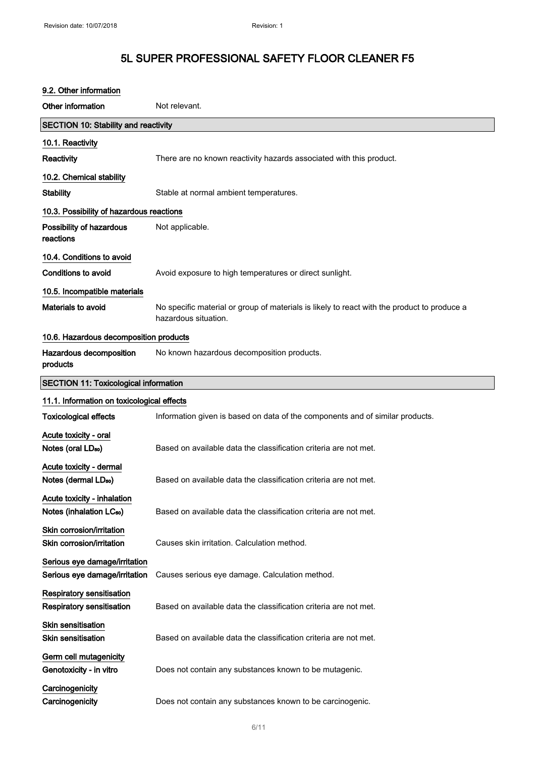### 9.2. Other information

**Other information** Not relevant.

## SECTION 10: Stability and reactivity

### 10.1. Reactivity

**Reactivity** There are no known reactivity hazards associated with this product.

### 10.2. Chemical stability

**Stability** Stable at normal ambient temperatures.

### 10.3. Possibility of hazardous reactions

**Possibility of hazardous reactions** Not applicable.

### 10.4. Conditions to avoid

**Conditions to avoid** Avoid exposure to high temperatures or direct sunlight.

### 10.5. Incompatible materials

**Materials to avoid** No specific material or group of materials is likely to react with the product to produce a hazardous situation.

### 10.6. Hazardous decomposition products

**Hazardous decomposition products** No known hazardous decomposition products.

## SECTION 11: Toxicological information

### 11.1. Information on toxicological effects

**Toxicological effects** Information given is based on data of the components and of similar products.

**Acute toxicity - oral**

**Notes (oral $LD_{50}$)** Based on available data the classification criteria are not met.

**Acute toxicity - dermal**

**Notes (dermal $LD_{50}$)** Based on available data the classification criteria are not met.

**Acute toxicity - inhalation**

**Notes (inhalation $LC_{50}$)** Based on available data the classification criteria are not met.

**Skin corrosion/irritation**

**Skin corrosion/irritation** Causes skin irritation. Calculation method.

**Serious eye damage/irritation**

**Serious eye damage/irritation** Causes serious eye damage. Calculation method.

**Respiratory sensitisation**

**Respiratory sensitisation** Based on available data the classification criteria are not met.

**Skin sensitisation**

**Skin sensitisation** Based on available data the classification criteria are not met.

**Germ cell mutagenicity**

**Genotoxicity - in vitro** Does not contain any substances known to be mutagenic.

**Carcinogenicity**

**Carcinogenicity** Does not contain any substances known to be carcinogenic.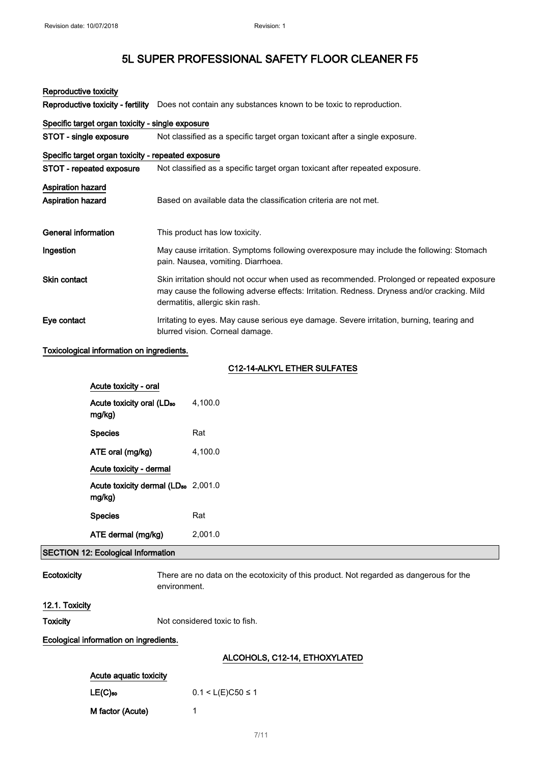# 5L SUPER PROFESSIONAL SAFETY FLOOR CLEANER F5

**Reproductive toxicity**

**Reproductive toxicity - fertility** Does not contain any substances known to be toxic to reproduction.

**Specific target organ toxicity - single exposure**

**STOT - single exposure** Not classified as a specific target organ toxicant after a single exposure.

**Specific target organ toxicity - repeated exposure**

**STOT - repeated exposure** Not classified as a specific target organ toxicant after repeated exposure.

**Aspiration hazard**

**Aspiration hazard** Based on available data the classification criteria are not met.

**General information** This product has low toxicity.

**Ingestion** May cause irritation. Symptoms following overexposure may include the following: Stomach pain. Nausea, vomiting. Diarrhoea.

**Skin contact** Skin irritation should not occur when used as recommended. Prolonged or repeated exposure may cause the following adverse effects: Irritation. Redness. Dryness and/or cracking. Mild dermatitis, allergic skin rash.

**Eye contact** Irritating to eyes. May cause serious eye damage. Severe irritation, burning, tearing and blurred vision. Corneal damage.

**Toxicological information on ingredients.**

**C12-14-ALKYL ETHER SULFATES**

| Acute toxicity - oral | |
|---|---|
| Acute toxicity oral ($LD_{50}$ mg/kg) | 4,100.0 |
| Species | Rat |
| ATE oral (mg/kg) | 4,100.0 |
| **Acute toxicity - dermal** | |
| Acute toxicity dermal ($LD_{50}$ mg/kg) | 2,001.0 |
| Species | Rat |
| ATE dermal (mg/kg) | 2,001.0 |

## SECTION 12: Ecological Information

**Ecotoxicity** There are no data on the ecotoxicity of this product. Not regarded as dangerous for the environment.

**12.1. Toxicity**

**Toxicity** Not considered toxic to fish.

**Ecological information on ingredients.**

**ALCOHOLS, C12-14, ETHOXYLATED**

| Acute aquatic toxicity | |
|---|---|
| $LE(C)_{50}$ | $0.1 < L(E)C50 \leq 1$ |
| M factor (Acute) | 1 |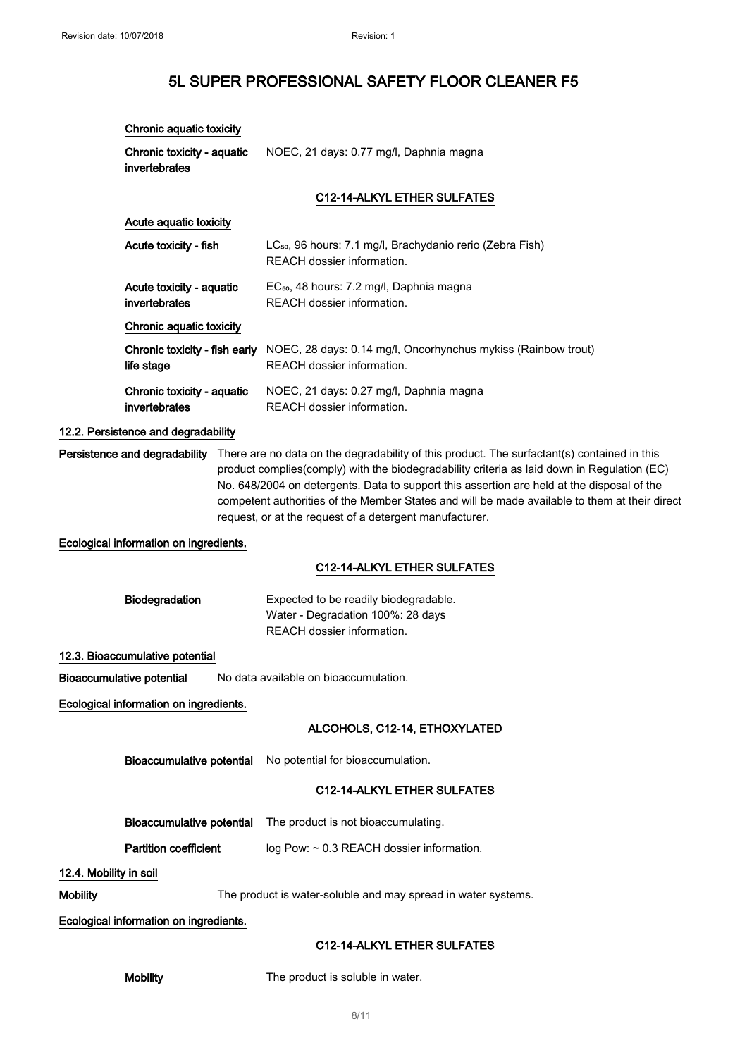**Chronic aquatic toxicity**

**Chronic toxicity - aquatic invertebrates**: NOEC, 21 days: 0.77 mg/l, Daphnia magna

**C12-14-ALKYL ETHER SULFATES**

**Acute aquatic toxicity**

**Acute toxicity - fish**: $LC_{50}$, 96 hours: 7.1 mg/l, Brachydanio rerio (Zebra Fish)
REACH dossier information.

**Acute toxicity - aquatic invertebrates**: $EC_{50}$, 48 hours: 7.2 mg/l, Daphnia magna
REACH dossier information.

**Chronic aquatic toxicity**

**Chronic toxicity - fish early life stage**: NOEC, 28 days: 0.14 mg/l, Oncorhynchus mykiss (Rainbow trout)
REACH dossier information.

**Chronic toxicity - aquatic invertebrates**: NOEC, 21 days: 0.27 mg/l, Daphnia magna
REACH dossier information.

### 12.2. Persistence and degradability

**Persistence and degradability**: There are no data on the degradability of this product. The surfactant(s) contained in this product complies(comply) with the biodegradability criteria as laid down in Regulation (EC) No. 648/2004 on detergents. Data to support this assertion are held at the disposal of the competent authorities of the Member States and will be made available to them at their direct request, or at the request of a detergent manufacturer.

**Ecological information on ingredients.**

**C12-14-ALKYL ETHER SULFATES**

**Biodegradation**: Expected to be readily biodegradable.
Water - Degradation 100%: 28 days
REACH dossier information.

### 12.3. Bioaccumulative potential

**Bioaccumulative potential**: No data available on bioaccumulation.

**Ecological information on ingredients.**

**ALCOHOLS, C12-14, ETHOXYLATED**

**Bioaccumulative potential**: No potential for bioaccumulation.

**C12-14-ALKYL ETHER SULFATES**

**Bioaccumulative potential**: The product is not bioaccumulating.

**Partition coefficient**: log Pow: ~ 0.3 REACH dossier information.

### 12.4. Mobility in soil

**Mobility**: The product is water-soluble and may spread in water systems.

**Ecological information on ingredients.**

**C12-14-ALKYL ETHER SULFATES**

**Mobility**: The product is soluble in water.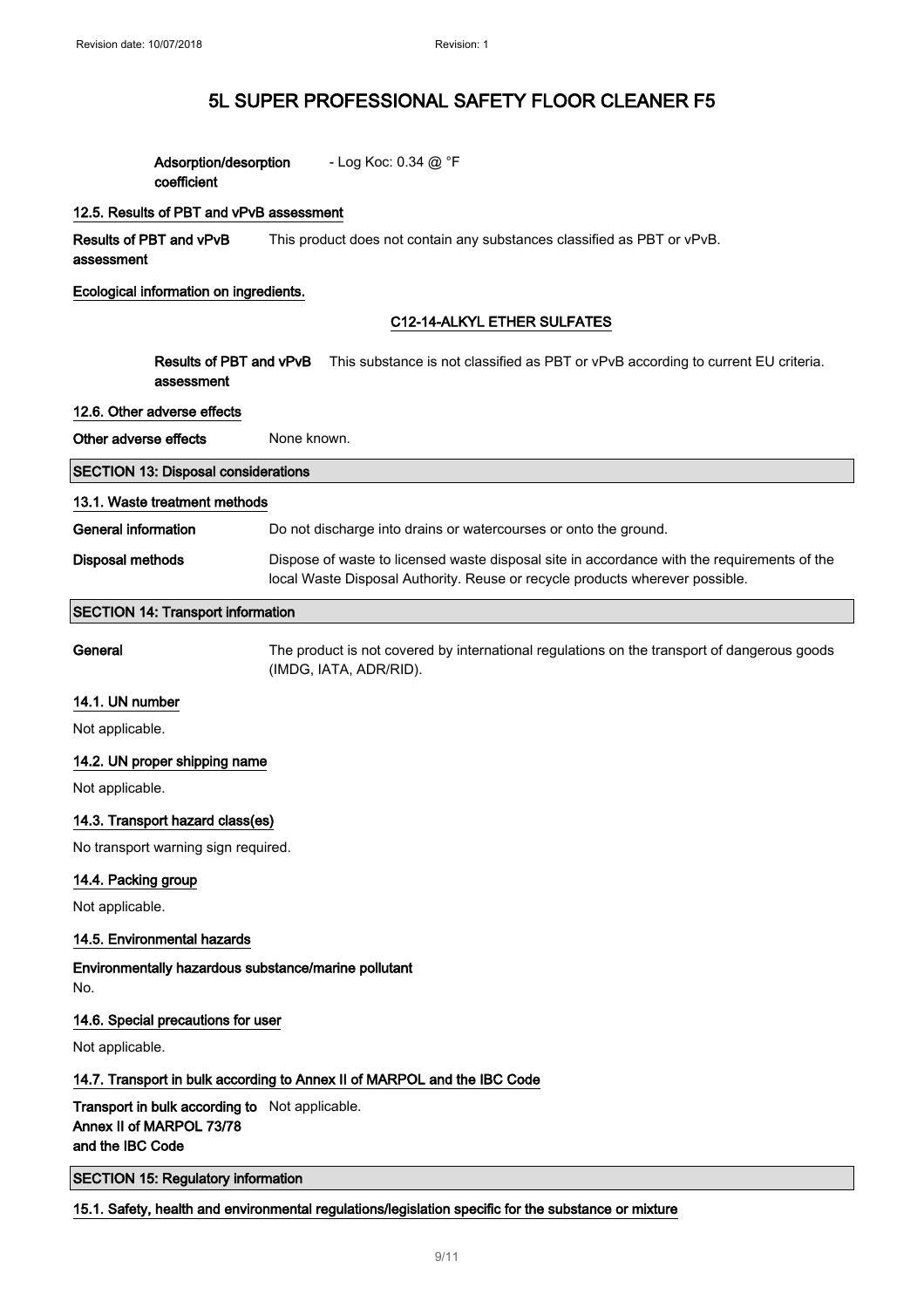**Adsorption/desorption coefficient** - Log Koc: 0.34 @ °F

### 12.5. Results of PBT and vPvB assessment

**Results of PBT and vPvB assessment** This product does not contain any substances classified as PBT or vPvB.

**Ecological information on ingredients.**

**C12-14-ALKYL ETHER SULFATES**

**Results of PBT and vPvB assessment** This substance is not classified as PBT or vPvB according to current EU criteria.

### 12.6. Other adverse effects

**Other adverse effects** None known.

## SECTION 13: Disposal considerations

### 13.1. Waste treatment methods

**General information** Do not discharge into drains or watercourses or onto the ground.

**Disposal methods** Dispose of waste to licensed waste disposal site in accordance with the requirements of the local Waste Disposal Authority. Reuse or recycle products wherever possible.

## SECTION 14: Transport information

**General** The product is not covered by international regulations on the transport of dangerous goods (IMDG, IATA, ADR/RID).

### 14.1. UN number

Not applicable.

### 14.2. UN proper shipping name

Not applicable.

### 14.3. Transport hazard class(es)

No transport warning sign required.

### 14.4. Packing group

Not applicable.

### 14.5. Environmental hazards

**Environmentally hazardous substance/marine pollutant**

No.

### 14.6. Special precautions for user

Not applicable.

### 14.7. Transport in bulk according to Annex II of MARPOL and the IBC Code

**Transport in bulk according to Annex II of MARPOL 73/78 and the IBC Code** Not applicable.

## SECTION 15: Regulatory information

### 15.1. Safety, health and environmental regulations/legislation specific for the substance or mixture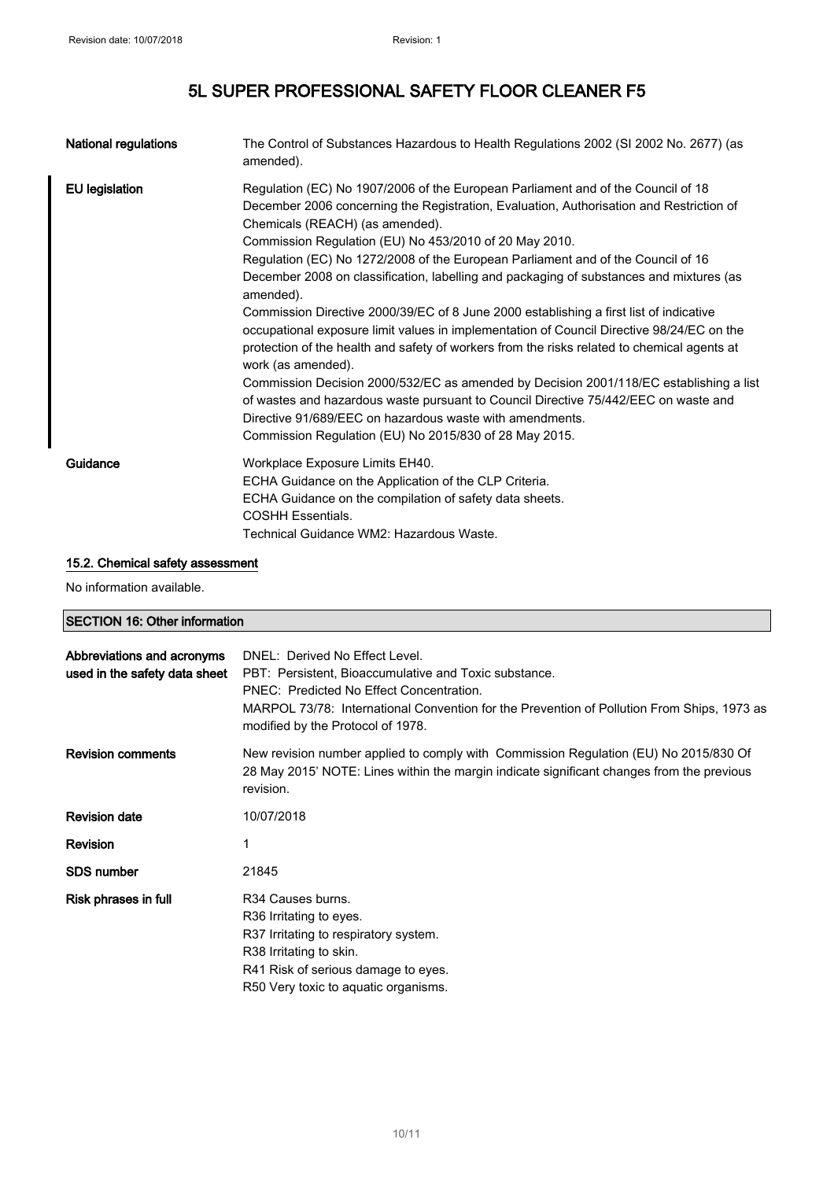# 5L SUPER PROFESSIONAL SAFETY FLOOR CLEANER F5

| | |
|---|---|
| **National regulations** | The Control of Substances Hazardous to Health Regulations 2002 (SI 2002 No. 2677) (as amended). |
| **EU legislation** | Regulation (EC) No 1907/2006 of the European Parliament and of the Council of 18 December 2006 concerning the Registration, Evaluation, Authorisation and Restriction of Chemicals (REACH) (as amended).<br>Commission Regulation (EU) No 453/2010 of 20 May 2010.<br>Regulation (EC) No 1272/2008 of the European Parliament and of the Council of 16 December 2008 on classification, labelling and packaging of substances and mixtures (as amended).<br>Commission Directive 2000/39/EC of 8 June 2000 establishing a first list of indicative occupational exposure limit values in implementation of Council Directive 98/24/EC on the protection of the health and safety of workers from the risks related to chemical agents at work (as amended).<br>Commission Decision 2000/532/EC as amended by Decision 2001/118/EC establishing a list of wastes and hazardous waste pursuant to Council Directive 75/442/EEC on waste and Directive 91/689/EEC on hazardous waste with amendments.<br>Commission Regulation (EU) No 2015/830 of 28 May 2015. |
| **Guidance** | Workplace Exposure Limits EH40.<br>ECHA Guidance on the Application of the CLP Criteria.<br>ECHA Guidance on the compilation of safety data sheets.<br>COSHH Essentials.<br>Technical Guidance WM2: Hazardous Waste. |

### 15.2. Chemical safety assessment

No information available.

## SECTION 16: Other information

| | |
|---|---|
| **Abbreviations and acronyms used in the safety data sheet** | DNEL: Derived No Effect Level.<br>PBT: Persistent, Bioaccumulative and Toxic substance.<br>PNEC: Predicted No Effect Concentration.<br>MARPOL 73/78: International Convention for the Prevention of Pollution From Ships, 1973 as modified by the Protocol of 1978. |
| **Revision comments** | New revision number applied to comply with Commission Regulation (EU) No 2015/830 Of 28 May 2015' NOTE: Lines within the margin indicate significant changes from the previous revision. |
| **Revision date** | 10/07/2018 |
| **Revision** | 1 |
| **SDS number** | 21845 |
| **Risk phrases in full** | R34 Causes burns.<br>R36 Irritating to eyes.<br>R37 Irritating to respiratory system.<br>R38 Irritating to skin.<br>R41 Risk of serious damage to eyes.<br>R50 Very toxic to aquatic organisms. |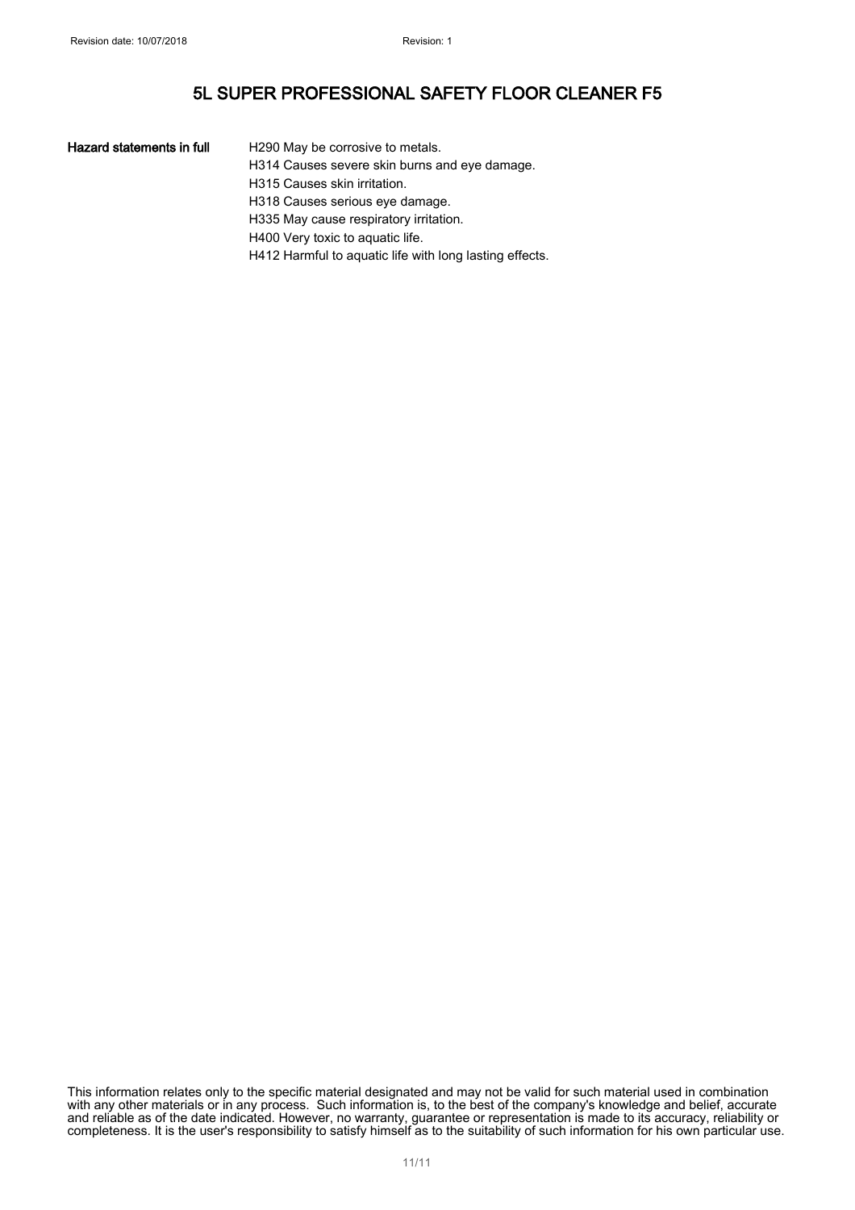**Hazard statements in full**

H290 May be corrosive to metals.
H314 Causes severe skin burns and eye damage.
H315 Causes skin irritation.
H318 Causes serious eye damage.
H335 May cause respiratory irritation.
H400 Very toxic to aquatic life.
H412 Harmful to aquatic life with long lasting effects.

This information relates only to the specific material designated and may not be valid for such material used in combination with any other materials or in any process. Such information is, to the best of the company's knowledge and belief, accurate and reliable as of the date indicated. However, no warranty, guarantee or representation is made to its accuracy, reliability or completeness. It is the user's responsibility to satisfy himself as to the suitability of such information for his own particular use.